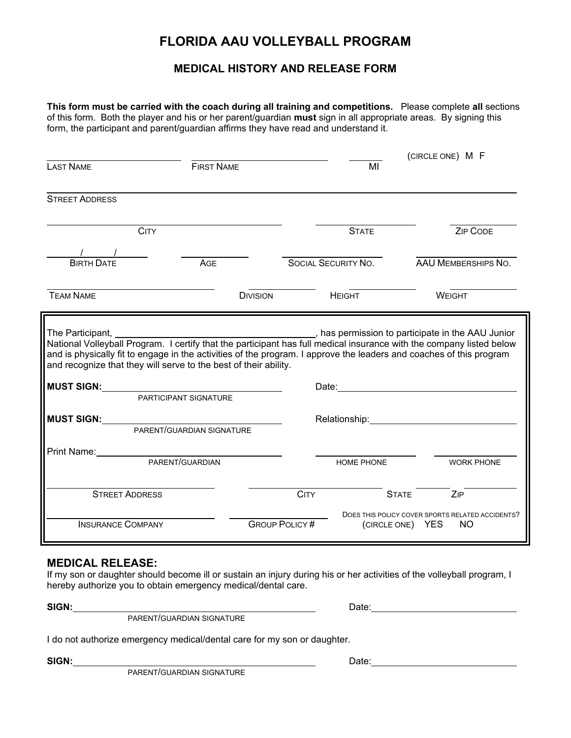# FLORIDA AAU VOLLEYBALL PROGRAM

## MEDICAL HISTORY AND RELEASE FORM

**This form must be carried with the coach during all training and competitions.** Please complete **all** sections of this form. Both the player and his or her parent/guardian **must** sign in all appropriate areas. By signing this form, the participant and parent/guardian affirms they have read and understand it.

______________________ ______________________ ______ (CIRCLE ONE) M F
LAST NAME FIRST NAME MI

______________________________________________________________
STREET ADDRESS

______________________ ______________________ ______________
CITY STATE ZIP CODE

____/____/____ __________ ______________________ ______________________
BIRTH DATE AGE SOCIAL SECURITY NO. AAU MEMBERSHIPS NO.

______________________ __________ __________ __________
TEAM NAME DIVISION HEIGHT WEIGHT

---

The Participant, ______________________________, has permission to participate in the AAU Junior National Volleyball Program. I certify that the participant has full medical insurance with the company listed below and is physically fit to engage in the activities of the program. I approve the leaders and coaches of this program and recognize that they will serve to the best of their ability.

**MUST SIGN:** ______________________________ Date: ______________________
PARTICIPANT SIGNATURE

**MUST SIGN:** ______________________________ Relationship: ______________________
PARENT/GUARDIAN SIGNATURE

Print Name: ______________________________ ______________ ______________
PARENT/GUARDIAN HOME PHONE WORK PHONE

______________________ ______________________ __________ __________
STREET ADDRESS CITY STATE ZIP

______________________ ______________ DOES THIS POLICY COVER SPORTS RELATED ACCIDENTS?
INSURANCE COMPANY GROUP POLICY # (CIRCLE ONE) YES NO

---

### MEDICAL RELEASE:

If my son or daughter should become ill or sustain an injury during his or her activities of the volleyball program, I hereby authorize you to obtain emergency medical/dental care.

**SIGN:** ______________________________ Date: ______________________
PARENT/GUARDIAN SIGNATURE

I do not authorize emergency medical/dental care for my son or daughter.

**SIGN:** ______________________________ Date: ______________________
PARENT/GUARDIAN SIGNATURE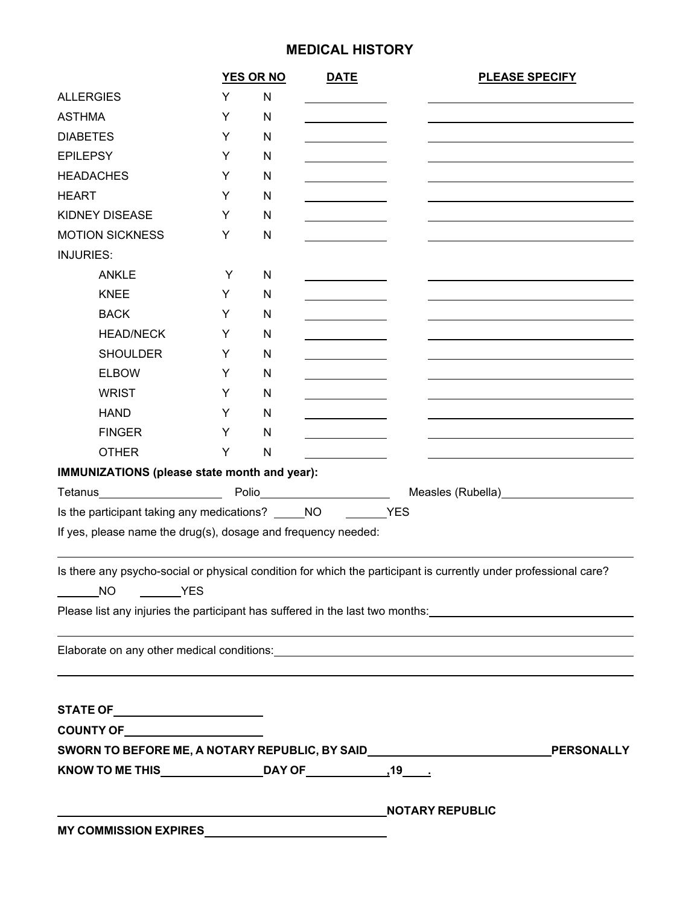# MEDICAL HISTORY

| | YES OR NO | | DATE | PLEASE SPECIFY |
|---|---|---|---|---|
| ALLERGIES | Y | N | | |
| ASTHMA | Y | N | | |
| DIABETES | Y | N | | |
| EPILEPSY | Y | N | | |
| HEADACHES | Y | N | | |
| HEART | Y | N | | |
| KIDNEY DISEASE | Y | N | | |
| MOTION SICKNESS | Y | N | | |
| INJURIES: | | | | |
| ANKLE | Y | N | | |
| KNEE | Y | N | | |
| BACK | Y | N | | |
| HEAD/NECK | Y | N | | |
| SHOULDER | Y | N | | |
| ELBOW | Y | N | | |
| WRIST | Y | N | | |
| HAND | Y | N | | |
| FINGER | Y | N | | |
| OTHER | Y | N | | |

**IMMUNIZATIONS (please state month and year):**

Tetanus____________________ Polio______________________ Measles (Rubella)____________________

Is the participant taking any medications? _____NO _______YES

If yes, please name the drug(s), dosage and frequency needed:

________________________________________________________________________________

Is there any psycho-social or physical condition for which the participant is currently under professional care?

_______NO _______YES

Please list any injuries the participant has suffered in the last two months:________________________________

________________________________________________________________________________

Elaborate on any other medical conditions:________________________________________________

________________________________________________________________________________

**STATE OF________________________**

**COUNTY OF______________________**

**SWORN TO BEFORE ME, A NOTARY REPUBLIC, BY SAID_____________________________PERSONALLY KNOW TO ME THIS________________DAY OF_____________,19____.**

**_________________________________________________NOTARY REPUBLIC**

**MY COMMISSION EXPIRES____________________________**